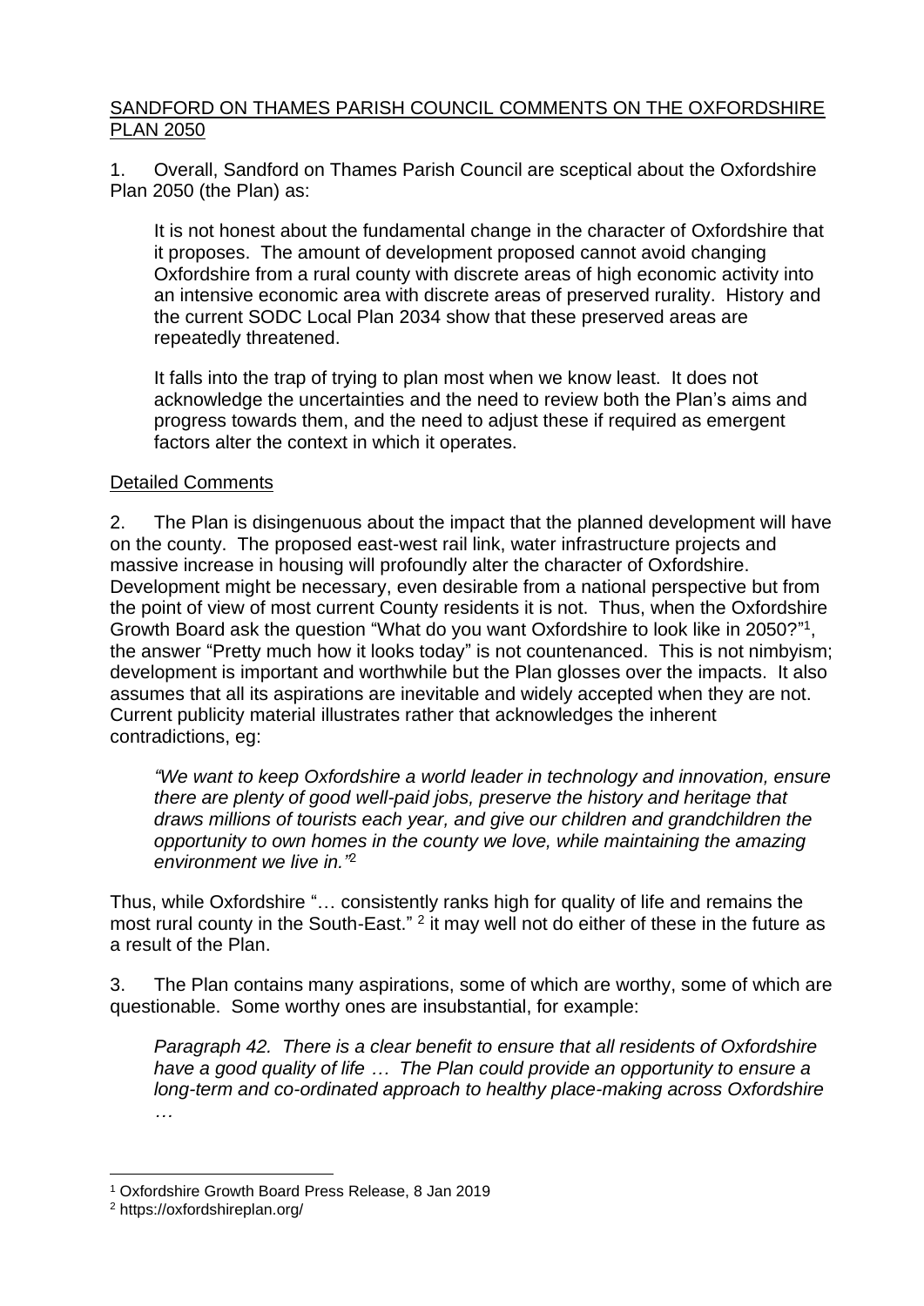## SANDFORD ON THAMES PARISH COUNCIL COMMENTS ON THE OXFORDSHIRE PLAN 2050

1. Overall, Sandford on Thames Parish Council are sceptical about the Oxfordshire Plan 2050 (the Plan) as:

   It is not honest about the fundamental change in the character of Oxfordshire that it proposes. The amount of development proposed cannot avoid changing Oxfordshire from a rural county with discrete areas of high economic activity into an intensive economic area with discrete areas of preserved rurality. History and the current SODC Local Plan 2034 show that these preserved areas are repeatedly threatened.

   It falls into the trap of trying to plan most when we know least. It does not acknowledge the uncertainties and the need to review both the Plan's aims and progress towards them, and the need to adjust these if required as emergent factors alter the context in which it operates.

### Detailed Comments

2. The Plan is disingenuous about the impact that the planned development will have on the county. The proposed east-west rail link, water infrastructure projects and massive increase in housing will profoundly alter the character of Oxfordshire. Development might be necessary, even desirable from a national perspective but from the point of view of most current County residents it is not. Thus, when the Oxfordshire Growth Board ask the question "What do you want Oxfordshire to look like in 2050?"[1], the answer "Pretty much how it looks today" is not countenanced. This is not nimbyism; development is important and worthwhile but the Plan glosses over the impacts. It also assumes that all its aspirations are inevitable and widely accepted when they are not. Current publicity material illustrates rather that acknowledges the inherent contradictions, eg:

   *"We want to keep Oxfordshire a world leader in technology and innovation, ensure there are plenty of good well-paid jobs, preserve the history and heritage that draws millions of tourists each year, and give our children and grandchildren the opportunity to own homes in the county we love, while maintaining the amazing environment we live in."*[2]

Thus, while Oxfordshire "… consistently ranks high for quality of life and remains the most rural county in the South-East." [2] it may well not do either of these in the future as a result of the Plan.

3. The Plan contains many aspirations, some of which are worthy, some of which are questionable. Some worthy ones are insubstantial, for example:

   *Paragraph 42. There is a clear benefit to ensure that all residents of Oxfordshire have a good quality of life … The Plan could provide an opportunity to ensure a long-term and co-ordinated approach to healthy place-making across Oxfordshire …*

---

[1] Oxfordshire Growth Board Press Release, 8 Jan 2019

[2] https://oxfordshireplan.org/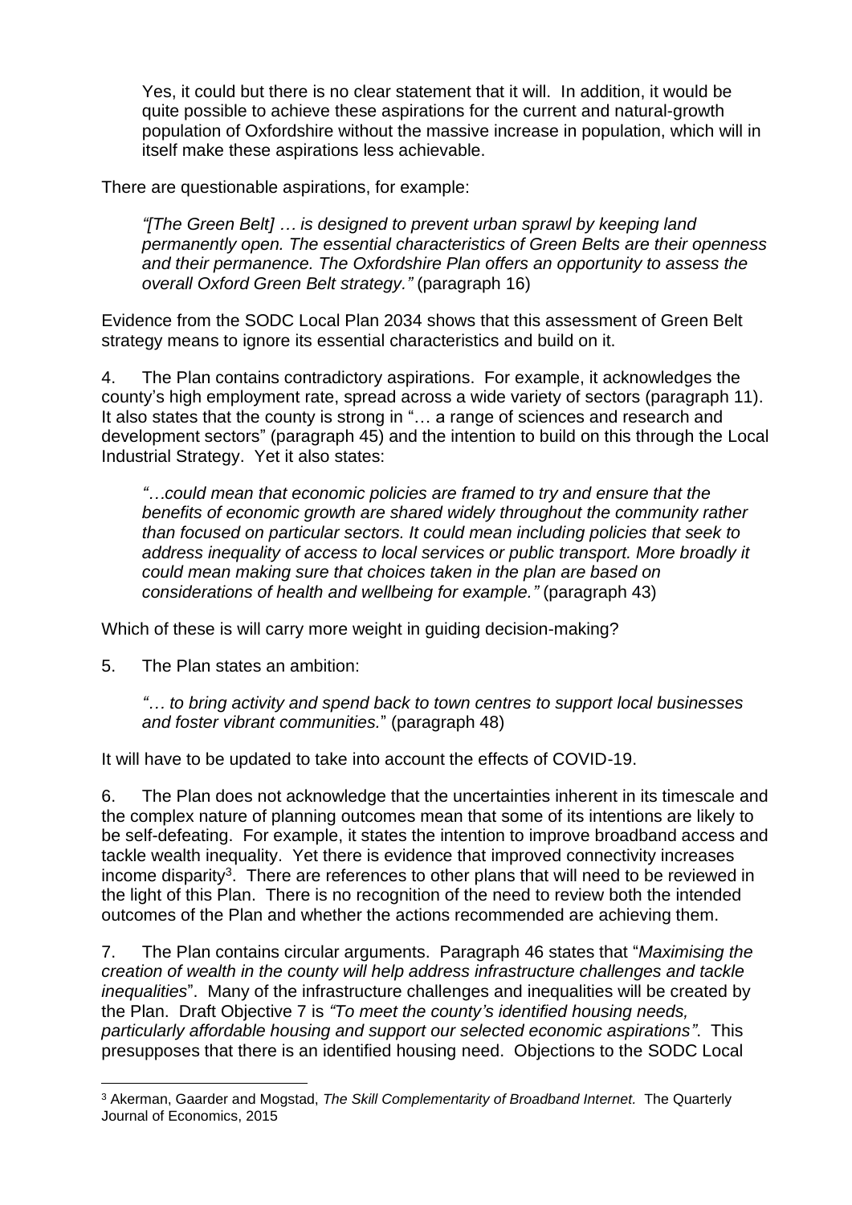Yes, it could but there is no clear statement that it will. In addition, it would be quite possible to achieve these aspirations for the current and natural-growth population of Oxfordshire without the massive increase in population, which will in itself make these aspirations less achievable.

There are questionable aspirations, for example:

> *"[The Green Belt] … is designed to prevent urban sprawl by keeping land permanently open. The essential characteristics of Green Belts are their openness and their permanence. The Oxfordshire Plan offers an opportunity to assess the overall Oxford Green Belt strategy."* (paragraph 16)

Evidence from the SODC Local Plan 2034 shows that this assessment of Green Belt strategy means to ignore its essential characteristics and build on it.

4. The Plan contains contradictory aspirations. For example, it acknowledges the county's high employment rate, spread across a wide variety of sectors (paragraph 11). It also states that the county is strong in "… a range of sciences and research and development sectors" (paragraph 45) and the intention to build on this through the Local Industrial Strategy. Yet it also states:

> *"…could mean that economic policies are framed to try and ensure that the benefits of economic growth are shared widely throughout the community rather than focused on particular sectors. It could mean including policies that seek to address inequality of access to local services or public transport. More broadly it could mean making sure that choices taken in the plan are based on considerations of health and wellbeing for example."* (paragraph 43)

Which of these is will carry more weight in guiding decision-making?

5. The Plan states an ambition:

> *"… to bring activity and spend back to town centres to support local businesses and foster vibrant communities."* (paragraph 48)

It will have to be updated to take into account the effects of COVID-19.

6. The Plan does not acknowledge that the uncertainties inherent in its timescale and the complex nature of planning outcomes mean that some of its intentions are likely to be self-defeating. For example, it states the intention to improve broadband access and tackle wealth inequality. Yet there is evidence that improved connectivity increases income disparity[3]. There are references to other plans that will need to be reviewed in the light of this Plan. There is no recognition of the need to review both the intended outcomes of the Plan and whether the actions recommended are achieving them.

7. The Plan contains circular arguments. Paragraph 46 states that "*Maximising the creation of wealth in the county will help address infrastructure challenges and tackle inequalities*". Many of the infrastructure challenges and inequalities will be created by the Plan. Draft Objective 7 is *"To meet the county's identified housing needs, particularly affordable housing and support our selected economic aspirations"*. This presupposes that there is an identified housing need. Objections to the SODC Local

---

[3] Akerman, Gaarder and Mogstad, *The Skill Complementarity of Broadband Internet.* The Quarterly Journal of Economics, 2015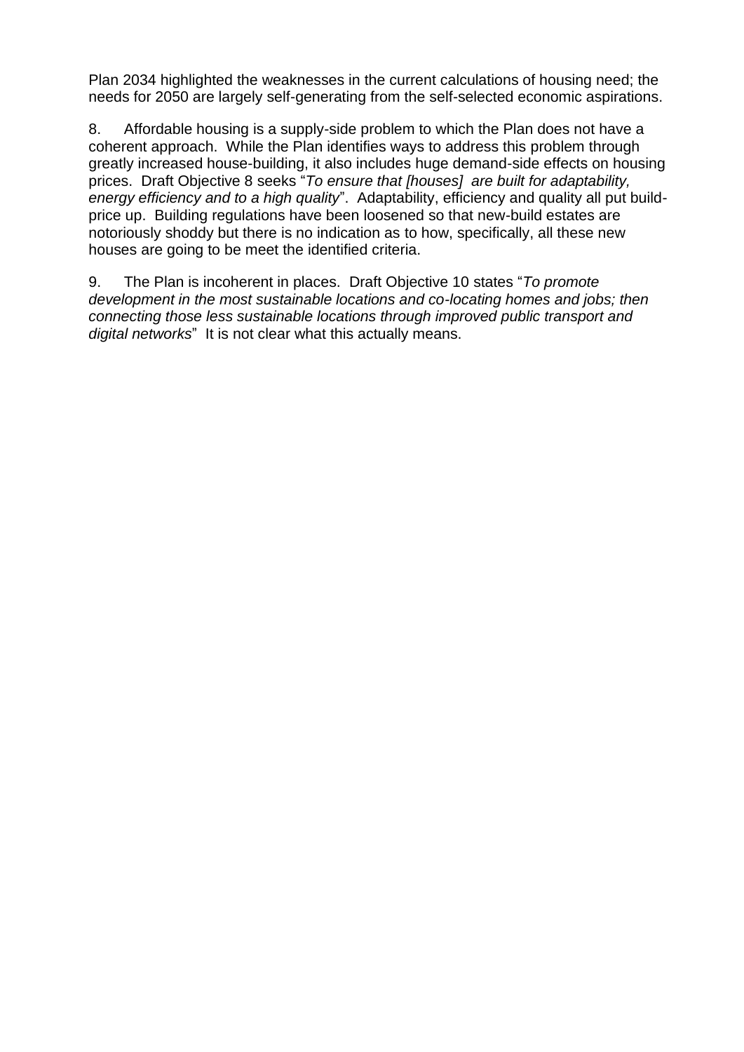Plan 2034 highlighted the weaknesses in the current calculations of housing need; the needs for 2050 are largely self-generating from the self-selected economic aspirations.

8. Affordable housing is a supply-side problem to which the Plan does not have a coherent approach. While the Plan identifies ways to address this problem through greatly increased house-building, it also includes huge demand-side effects on housing prices. Draft Objective 8 seeks "*To ensure that [houses] are built for adaptability, energy efficiency and to a high quality*". Adaptability, efficiency and quality all put build-price up. Building regulations have been loosened so that new-build estates are notoriously shoddy but there is no indication as to how, specifically, all these new houses are going to be meet the identified criteria.

9. The Plan is incoherent in places. Draft Objective 10 states "*To promote development in the most sustainable locations and co-locating homes and jobs; then connecting those less sustainable locations through improved public transport and digital networks*" It is not clear what this actually means.